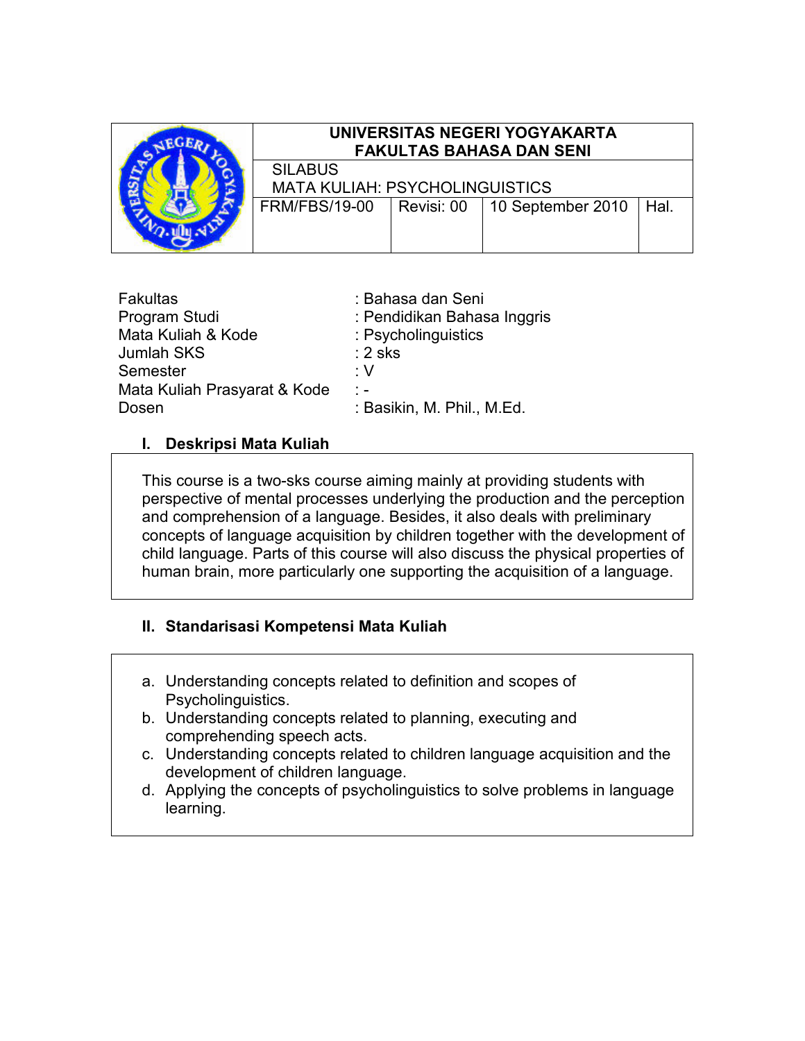| | UNIVERSITAS NEGERI YOGYAKARTA<br>FAKULTAS BAHASA DAN SENI | | | |
|---|---|---|---|---|
| | SILABUS<br>MATA KULIAH: PSYCHOLINGUISTICS | | | |
| | FRM/FBS/19-00 | Revisi: 00 | 10 September 2010 | Hal. |

Fakultas : Bahasa dan Seni
Program Studi : Pendidikan Bahasa Inggris
Mata Kuliah & Kode : Psycholinguistics
Jumlah SKS : 2 sks
Semester : V
Mata Kuliah Prasyarat & Kode : -
Dosen : Basikin, M. Phil., M.Ed.

## I. Deskripsi Mata Kuliah

This course is a two-sks course aiming mainly at providing students with perspective of mental processes underlying the production and the perception and comprehension of a language. Besides, it also deals with preliminary concepts of language acquisition by children together with the development of child language. Parts of this course will also discuss the physical properties of human brain, more particularly one supporting the acquisition of a language.

## II. Standarisasi Kompetensi Mata Kuliah

a. Understanding concepts related to definition and scopes of Psycholinguistics.
b. Understanding concepts related to planning, executing and comprehending speech acts.
c. Understanding concepts related to children language acquisition and the development of children language.
d. Applying the concepts of psycholinguistics to solve problems in language learning.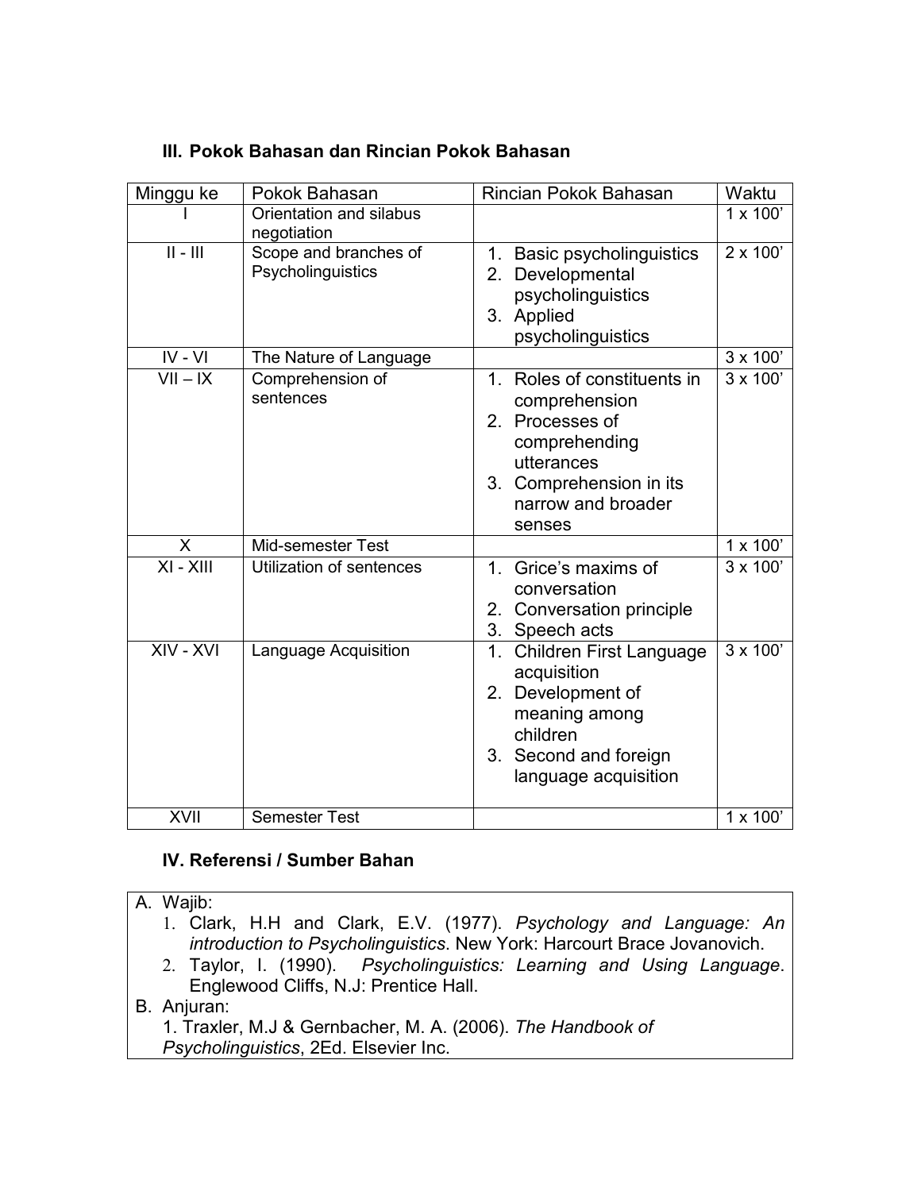### III. Pokok Bahasan dan Rincian Pokok Bahasan

| Minggu ke | Pokok Bahasan | Rincian Pokok Bahasan | Waktu |
|---|---|---|---|
| I | Orientation and silabus negotiation | | 1 x 100’ |
| II - III | Scope and branches of Psycholinguistics | 1. Basic psycholinguistics<br>2. Developmental psycholinguistics<br>3. Applied psycholinguistics | 2 x 100’ |
| IV - VI | The Nature of Language | | 3 x 100’ |
| VII – IX | Comprehension of sentences | 1. Roles of constituents in comprehension<br>2. Processes of comprehending utterances<br>3. Comprehension in its narrow and broader senses | 3 x 100’ |
| X | Mid-semester Test | | 1 x 100’ |
| XI - XIII | Utilization of sentences | 1. Grice’s maxims of conversation<br>2. Conversation principle<br>3. Speech acts | 3 x 100’ |
| XIV - XVI | Language Acquisition | 1. Children First Language acquisition<br>2. Development of meaning among children<br>3. Second and foreign language acquisition | 3 x 100’ |
| XVII | Semester Test | | 1 x 100’ |

### IV. Referensi / Sumber Bahan

A. Wajib:
1. Clark, H.H and Clark, E.V. (1977). *Psychology and Language: An introduction to Psycholinguistics*. New York: Harcourt Brace Jovanovich.
2. Taylor, I. (1990). *Psycholinguistics: Learning and Using Language*. Englewood Cliffs, N.J: Prentice Hall.

B. Anjuran:
1. Traxler, M.J & Gernbacher, M. A. (2006). *The Handbook of Psycholinguistics*, 2Ed. Elsevier Inc.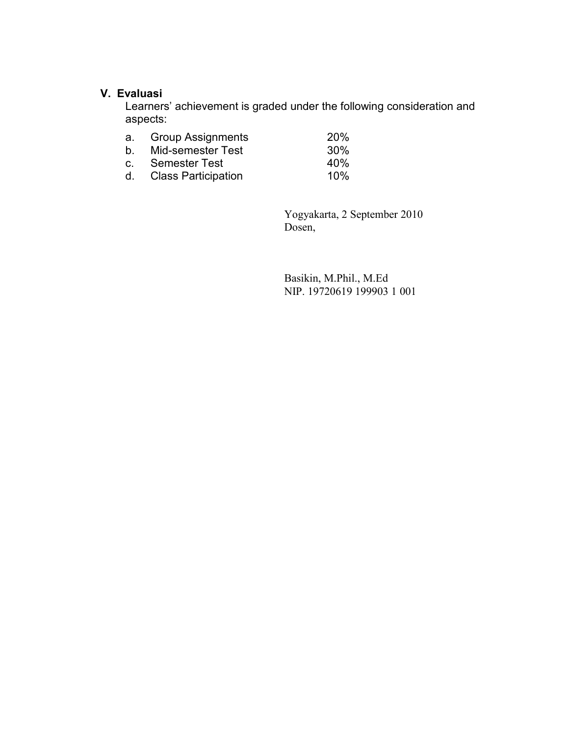## V. Evaluasi

Learners' achievement is graded under the following consideration and aspects:

| | | |
|---|---|---|
| a. | Group Assignments | 20% |
| b. | Mid-semester Test | 30% |
| c. | Semester Test | 40% |
| d. | Class Participation | 10% |

Yogyakarta, 2 September 2010
Dosen,

Basikin, M.Phil., M.Ed
NIP. 19720619 199903 1 001